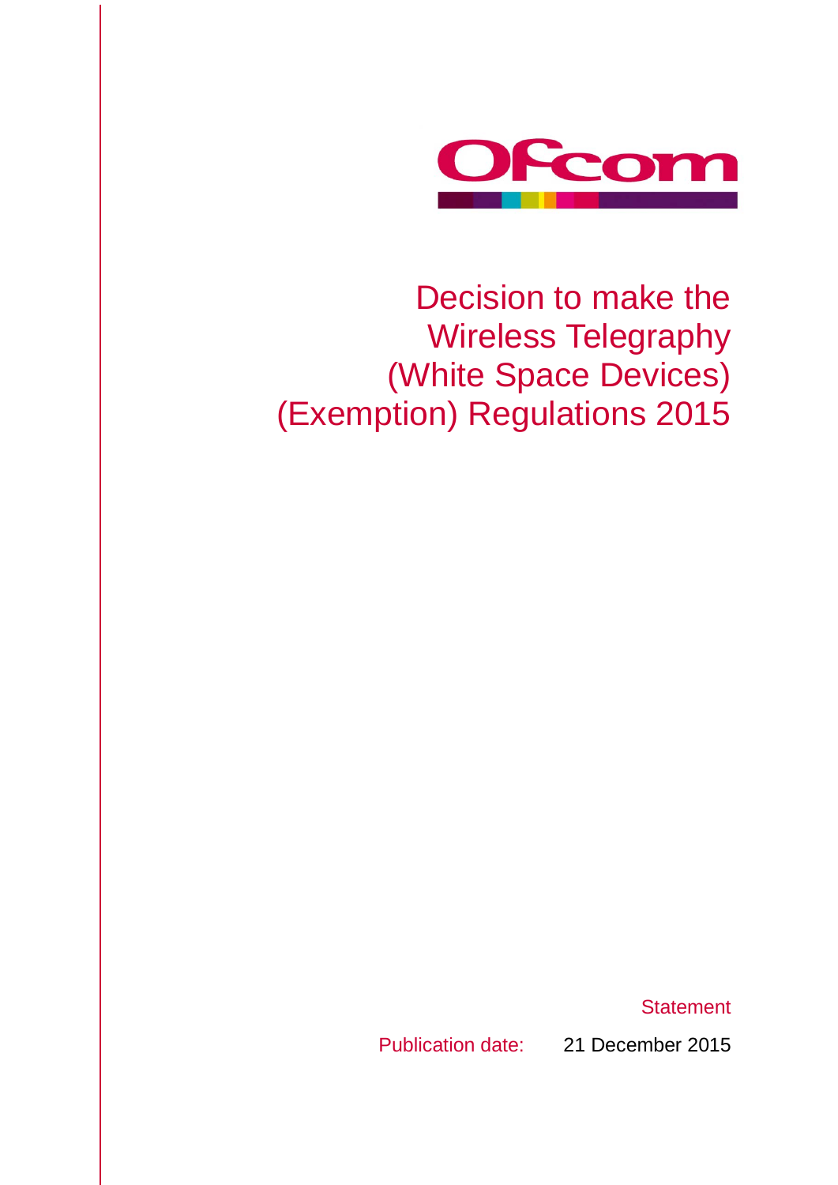Ofcom

# Decision to make the Wireless Telegraphy (White Space Devices) (Exemption) Regulations 2015

Statement

Publication date: 21 December 2015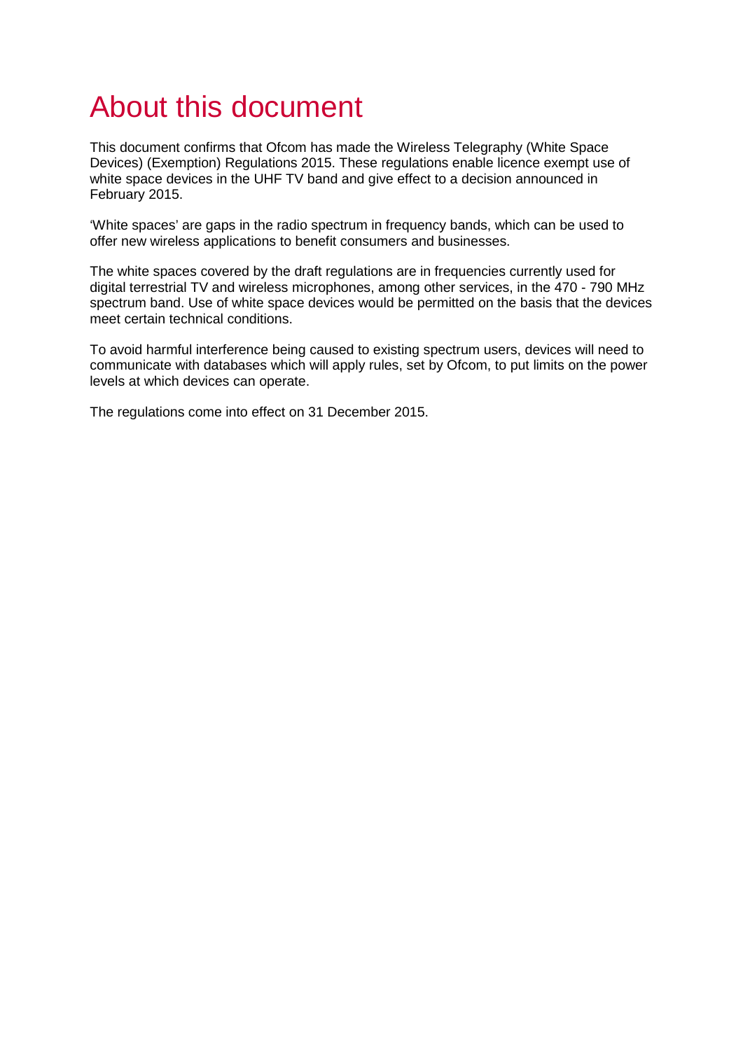# About this document

This document confirms that Ofcom has made the Wireless Telegraphy (White Space Devices) (Exemption) Regulations 2015. These regulations enable licence exempt use of white space devices in the UHF TV band and give effect to a decision announced in February 2015.

'White spaces' are gaps in the radio spectrum in frequency bands, which can be used to offer new wireless applications to benefit consumers and businesses.

The white spaces covered by the draft regulations are in frequencies currently used for digital terrestrial TV and wireless microphones, among other services, in the 470 - 790 MHz spectrum band. Use of white space devices would be permitted on the basis that the devices meet certain technical conditions.

To avoid harmful interference being caused to existing spectrum users, devices will need to communicate with databases which will apply rules, set by Ofcom, to put limits on the power levels at which devices can operate.

The regulations come into effect on 31 December 2015.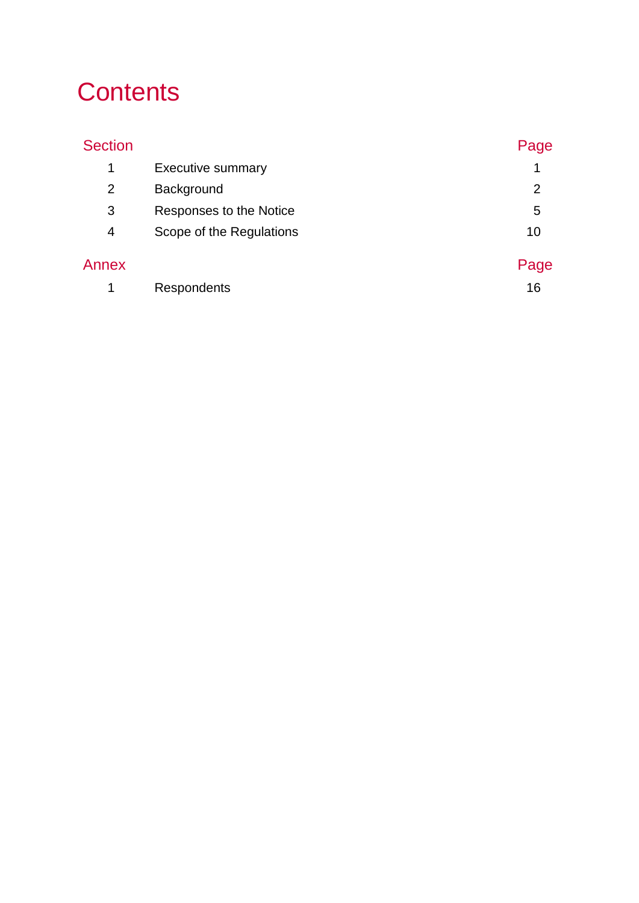# Contents

| Section | | Page |
|---|---|---|
| 1 | Executive summary | 1 |
| 2 | Background | 2 |
| 3 | Responses to the Notice | 5 |
| 4 | Scope of the Regulations | 10 |

| Annex | | Page |
|---|---|---|
| 1 | Respondents | 16 |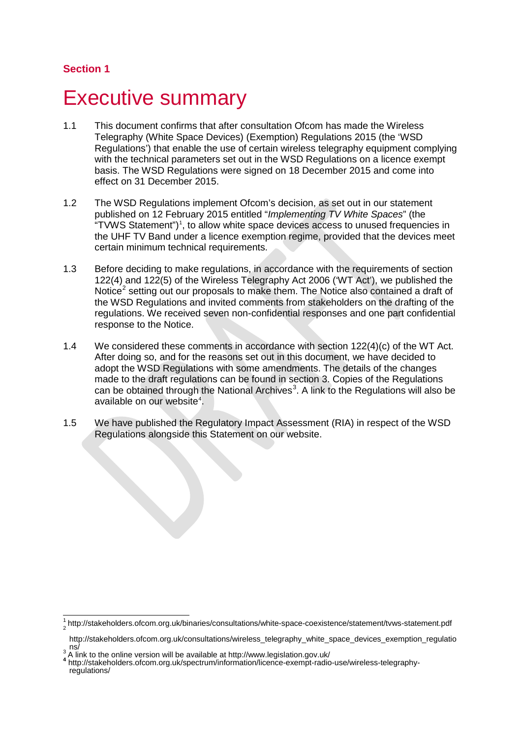## Section 1

# Executive summary

1.1 This document confirms that after consultation Ofcom has made the Wireless Telegraphy (White Space Devices) (Exemption) Regulations 2015 (the 'WSD Regulations') that enable the use of certain wireless telegraphy equipment complying with the technical parameters set out in the WSD Regulations on a licence exempt basis. The WSD Regulations were signed on 18 December 2015 and come into effect on 31 December 2015.

1.2 The WSD Regulations implement Ofcom's decision, as set out in our statement published on 12 February 2015 entitled "*Implementing TV White Spaces*" (the "TVWS Statement")[1], to allow white space devices access to unused frequencies in the UHF TV Band under a licence exemption regime, provided that the devices meet certain minimum technical requirements.

1.3 Before deciding to make regulations, in accordance with the requirements of section 122(4) and 122(5) of the Wireless Telegraphy Act 2006 ('WT Act'), we published the Notice[2] setting out our proposals to make them. The Notice also contained a draft of the WSD Regulations and invited comments from stakeholders on the drafting of the regulations. We received seven non-confidential responses and one part confidential response to the Notice.

1.4 We considered these comments in accordance with section 122(4)(c) of the WT Act. After doing so, and for the reasons set out in this document, we have decided to adopt the WSD Regulations with some amendments. The details of the changes made to the draft regulations can be found in section 3. Copies of the Regulations can be obtained through the National Archives[3]. A link to the Regulations will also be available on our website[4].

1.5 We have published the Regulatory Impact Assessment (RIA) in respect of the WSD Regulations alongside this Statement on our website.

---

[1] http://stakeholders.ofcom.org.uk/binaries/consultations/white-space-coexistence/statement/tvws-statement.pdf

[2] http://stakeholders.ofcom.org.uk/consultations/wireless_telegraphy_white_space_devices_exemption_regulations/

[3] A link to the online version will be available at http://www.legislation.gov.uk/

[4] http://stakeholders.ofcom.org.uk/spectrum/information/licence-exempt-radio-use/wireless-telegraphy-regulations/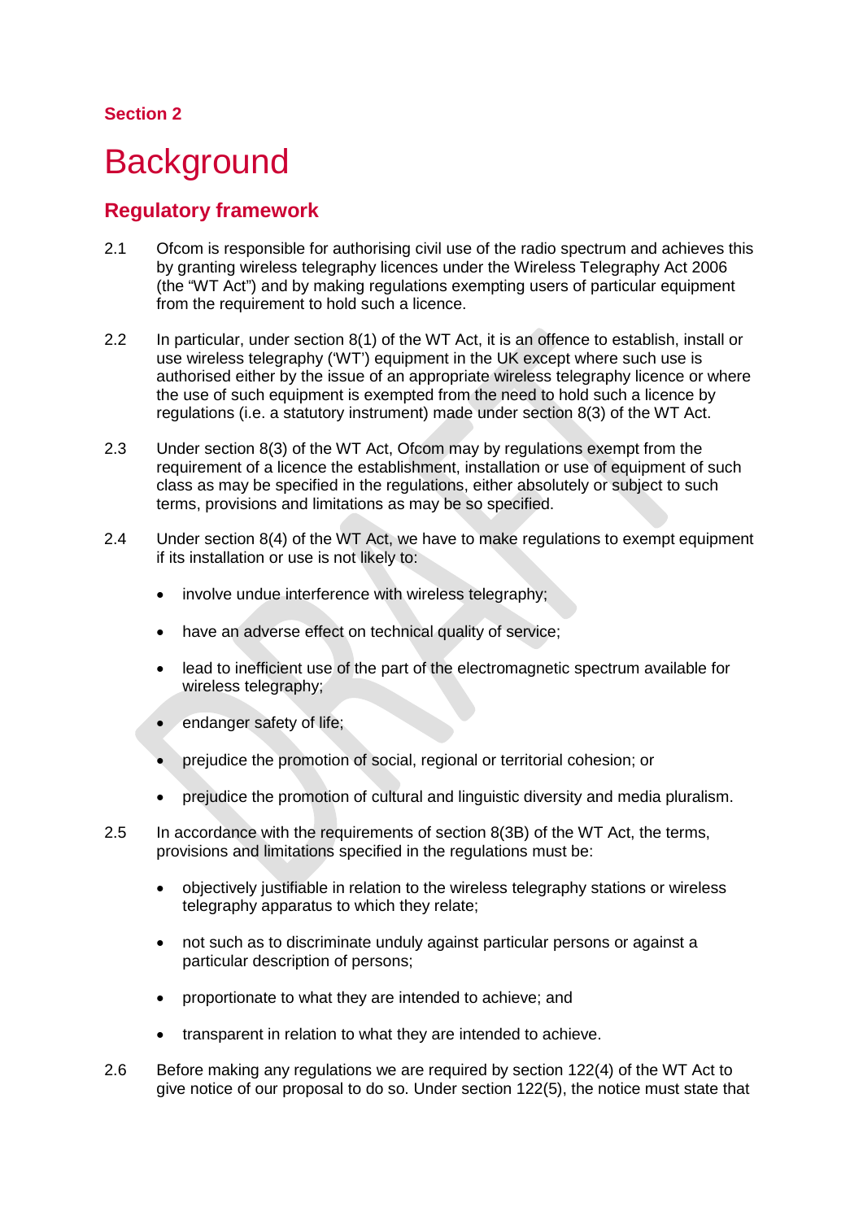**Section 2**

# Background

## Regulatory framework

2.1 Ofcom is responsible for authorising civil use of the radio spectrum and achieves this by granting wireless telegraphy licences under the Wireless Telegraphy Act 2006 (the "WT Act") and by making regulations exempting users of particular equipment from the requirement to hold such a licence.

2.2 In particular, under section 8(1) of the WT Act, it is an offence to establish, install or use wireless telegraphy ('WT') equipment in the UK except where such use is authorised either by the issue of an appropriate wireless telegraphy licence or where the use of such equipment is exempted from the need to hold such a licence by regulations (i.e. a statutory instrument) made under section 8(3) of the WT Act.

2.3 Under section 8(3) of the WT Act, Ofcom may by regulations exempt from the requirement of a licence the establishment, installation or use of equipment of such class as may be specified in the regulations, either absolutely or subject to such terms, provisions and limitations as may be so specified.

2.4 Under section 8(4) of the WT Act, we have to make regulations to exempt equipment if its installation or use is not likely to:

- involve undue interference with wireless telegraphy;
- have an adverse effect on technical quality of service;
- lead to inefficient use of the part of the electromagnetic spectrum available for wireless telegraphy;
- endanger safety of life;
- prejudice the promotion of social, regional or territorial cohesion; or
- prejudice the promotion of cultural and linguistic diversity and media pluralism.

2.5 In accordance with the requirements of section 8(3B) of the WT Act, the terms, provisions and limitations specified in the regulations must be:

- objectively justifiable in relation to the wireless telegraphy stations or wireless telegraphy apparatus to which they relate;
- not such as to discriminate unduly against particular persons or against a particular description of persons;
- proportionate to what they are intended to achieve; and
- transparent in relation to what they are intended to achieve.

2.6 Before making any regulations we are required by section 122(4) of the WT Act to give notice of our proposal to do so. Under section 122(5), the notice must state that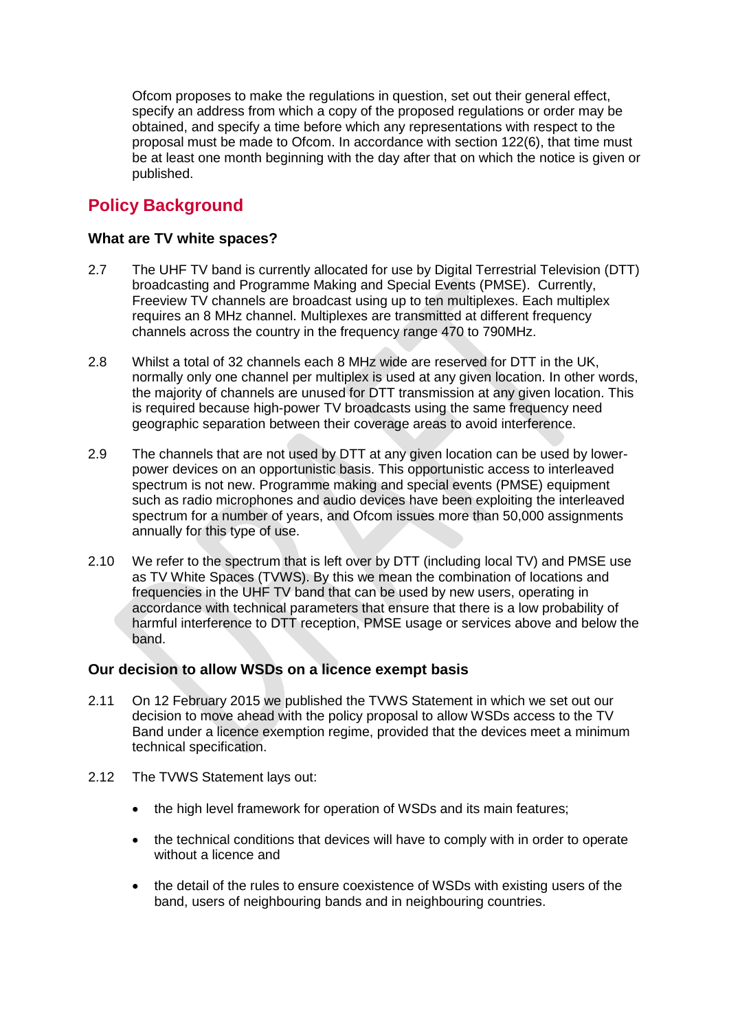Ofcom proposes to make the regulations in question, set out their general effect, specify an address from which a copy of the proposed regulations or order may be obtained, and specify a time before which any representations with respect to the proposal must be made to Ofcom. In accordance with section 122(6), that time must be at least one month beginning with the day after that on which the notice is given or published.

## Policy Background

### What are TV white spaces?

2.7 The UHF TV band is currently allocated for use by Digital Terrestrial Television (DTT) broadcasting and Programme Making and Special Events (PMSE). Currently, Freeview TV channels are broadcast using up to ten multiplexes. Each multiplex requires an 8 MHz channel. Multiplexes are transmitted at different frequency channels across the country in the frequency range 470 to 790MHz.

2.8 Whilst a total of 32 channels each 8 MHz wide are reserved for DTT in the UK, normally only one channel per multiplex is used at any given location. In other words, the majority of channels are unused for DTT transmission at any given location. This is required because high-power TV broadcasts using the same frequency need geographic separation between their coverage areas to avoid interference.

2.9 The channels that are not used by DTT at any given location can be used by lower-power devices on an opportunistic basis. This opportunistic access to interleaved spectrum is not new. Programme making and special events (PMSE) equipment such as radio microphones and audio devices have been exploiting the interleaved spectrum for a number of years, and Ofcom issues more than 50,000 assignments annually for this type of use.

2.10 We refer to the spectrum that is left over by DTT (including local TV) and PMSE use as TV White Spaces (TVWS). By this we mean the combination of locations and frequencies in the UHF TV band that can be used by new users, operating in accordance with technical parameters that ensure that there is a low probability of harmful interference to DTT reception, PMSE usage or services above and below the band.

### Our decision to allow WSDs on a licence exempt basis

2.11 On 12 February 2015 we published the TVWS Statement in which we set out our decision to move ahead with the policy proposal to allow WSDs access to the TV Band under a licence exemption regime, provided that the devices meet a minimum technical specification.

2.12 The TVWS Statement lays out:

- the high level framework for operation of WSDs and its main features;
- the technical conditions that devices will have to comply with in order to operate without a licence and
- the detail of the rules to ensure coexistence of WSDs with existing users of the band, users of neighbouring bands and in neighbouring countries.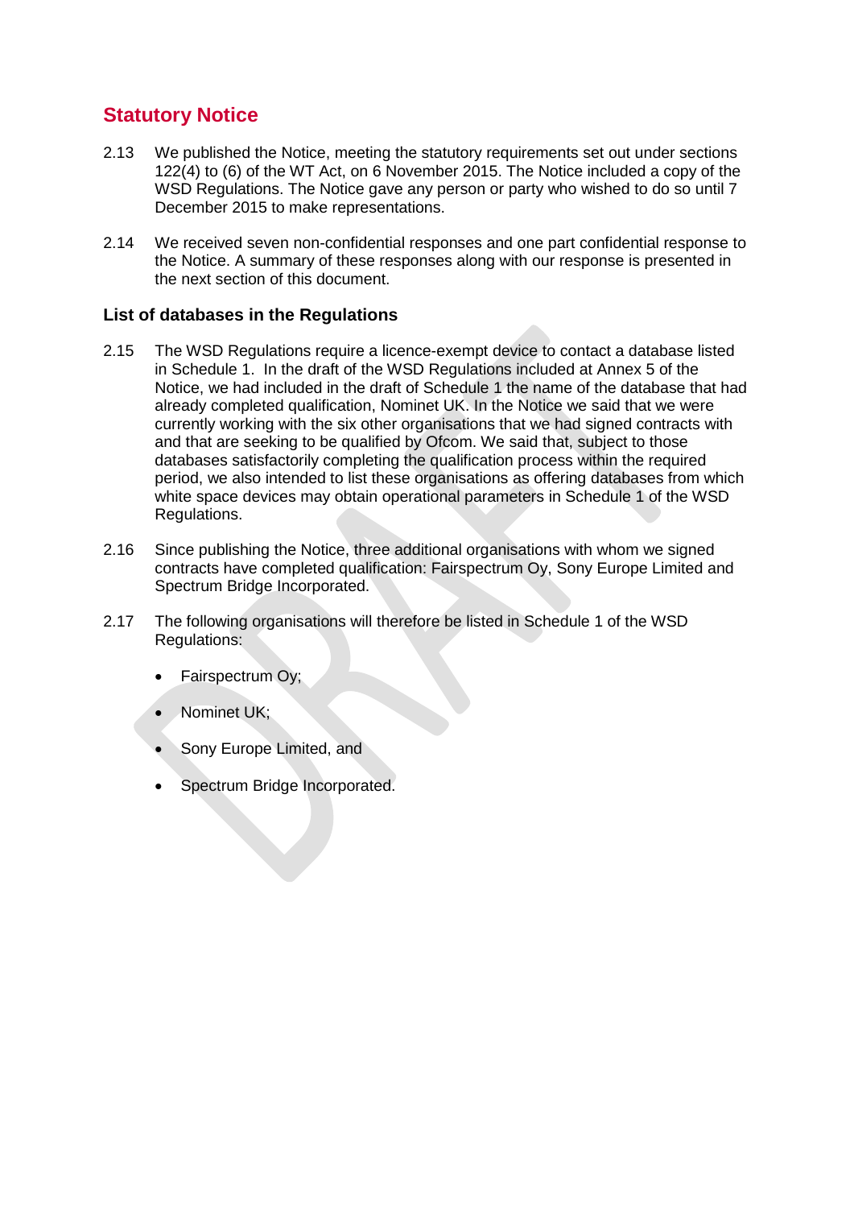## Statutory Notice

2.13 We published the Notice, meeting the statutory requirements set out under sections 122(4) to (6) of the WT Act, on 6 November 2015. The Notice included a copy of the WSD Regulations. The Notice gave any person or party who wished to do so until 7 December 2015 to make representations.

2.14 We received seven non-confidential responses and one part confidential response to the Notice. A summary of these responses along with our response is presented in the next section of this document.

### List of databases in the Regulations

2.15 The WSD Regulations require a licence-exempt device to contact a database listed in Schedule 1. In the draft of the WSD Regulations included at Annex 5 of the Notice, we had included in the draft of Schedule 1 the name of the database that had already completed qualification, Nominet UK. In the Notice we said that we were currently working with the six other organisations that we had signed contracts with and that are seeking to be qualified by Ofcom. We said that, subject to those databases satisfactorily completing the qualification process within the required period, we also intended to list these organisations as offering databases from which white space devices may obtain operational parameters in Schedule 1 of the WSD Regulations.

2.16 Since publishing the Notice, three additional organisations with whom we signed contracts have completed qualification: Fairspectrum Oy, Sony Europe Limited and Spectrum Bridge Incorporated.

2.17 The following organisations will therefore be listed in Schedule 1 of the WSD Regulations:

- Fairspectrum Oy;
- Nominet UK;
- Sony Europe Limited, and
- Spectrum Bridge Incorporated.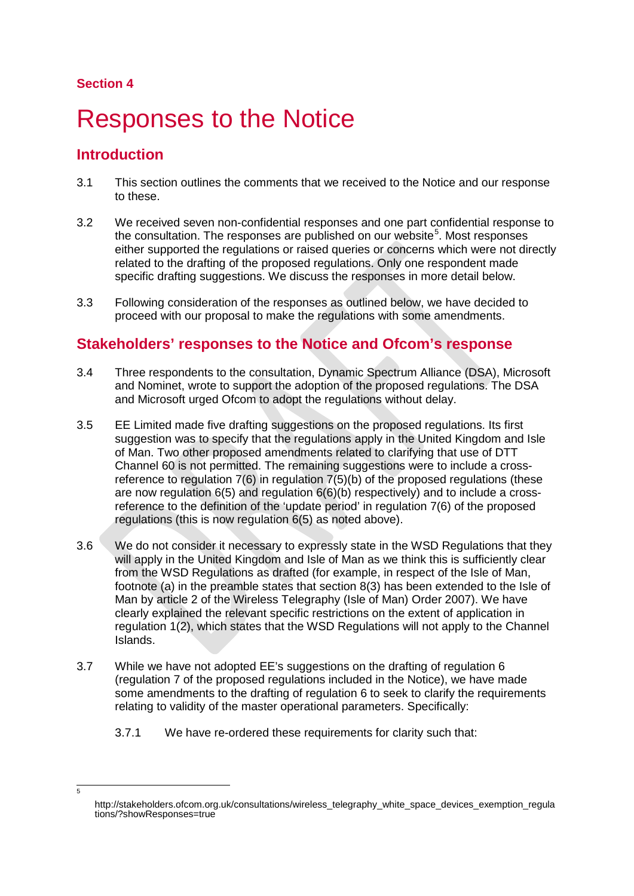**Section 4**

# Responses to the Notice

## Introduction

3.1 This section outlines the comments that we received to the Notice and our response to these.

3.2 We received seven non-confidential responses and one part confidential response to the consultation. The responses are published on our website[5]. Most responses either supported the regulations or raised queries or concerns which were not directly related to the drafting of the proposed regulations. Only one respondent made specific drafting suggestions. We discuss the responses in more detail below.

3.3 Following consideration of the responses as outlined below, we have decided to proceed with our proposal to make the regulations with some amendments.

## Stakeholders' responses to the Notice and Ofcom's response

3.4 Three respondents to the consultation, Dynamic Spectrum Alliance (DSA), Microsoft and Nominet, wrote to support the adoption of the proposed regulations. The DSA and Microsoft urged Ofcom to adopt the regulations without delay.

3.5 EE Limited made five drafting suggestions on the proposed regulations. Its first suggestion was to specify that the regulations apply in the United Kingdom and Isle of Man. Two other proposed amendments related to clarifying that use of DTT Channel 60 is not permitted. The remaining suggestions were to include a cross-reference to regulation 7(6) in regulation 7(5)(b) of the proposed regulations (these are now regulation 6(5) and regulation 6(6)(b) respectively) and to include a cross-reference to the definition of the 'update period' in regulation 7(6) of the proposed regulations (this is now regulation 6(5) as noted above).

3.6 We do not consider it necessary to expressly state in the WSD Regulations that they will apply in the United Kingdom and Isle of Man as we think this is sufficiently clear from the WSD Regulations as drafted (for example, in respect of the Isle of Man, footnote (a) in the preamble states that section 8(3) has been extended to the Isle of Man by article 2 of the Wireless Telegraphy (Isle of Man) Order 2007). We have clearly explained the relevant specific restrictions on the extent of application in regulation 1(2), which states that the WSD Regulations will not apply to the Channel Islands.

3.7 While we have not adopted EE's suggestions on the drafting of regulation 6 (regulation 7 of the proposed regulations included in the Notice), we have made some amendments to the drafting of regulation 6 to seek to clarify the requirements relating to validity of the master operational parameters. Specifically:

3.7.1 We have re-ordered these requirements for clarity such that:

---

[5] http://stakeholders.ofcom.org.uk/consultations/wireless_telegraphy_white_space_devices_exemption_regulations/?showResponses=true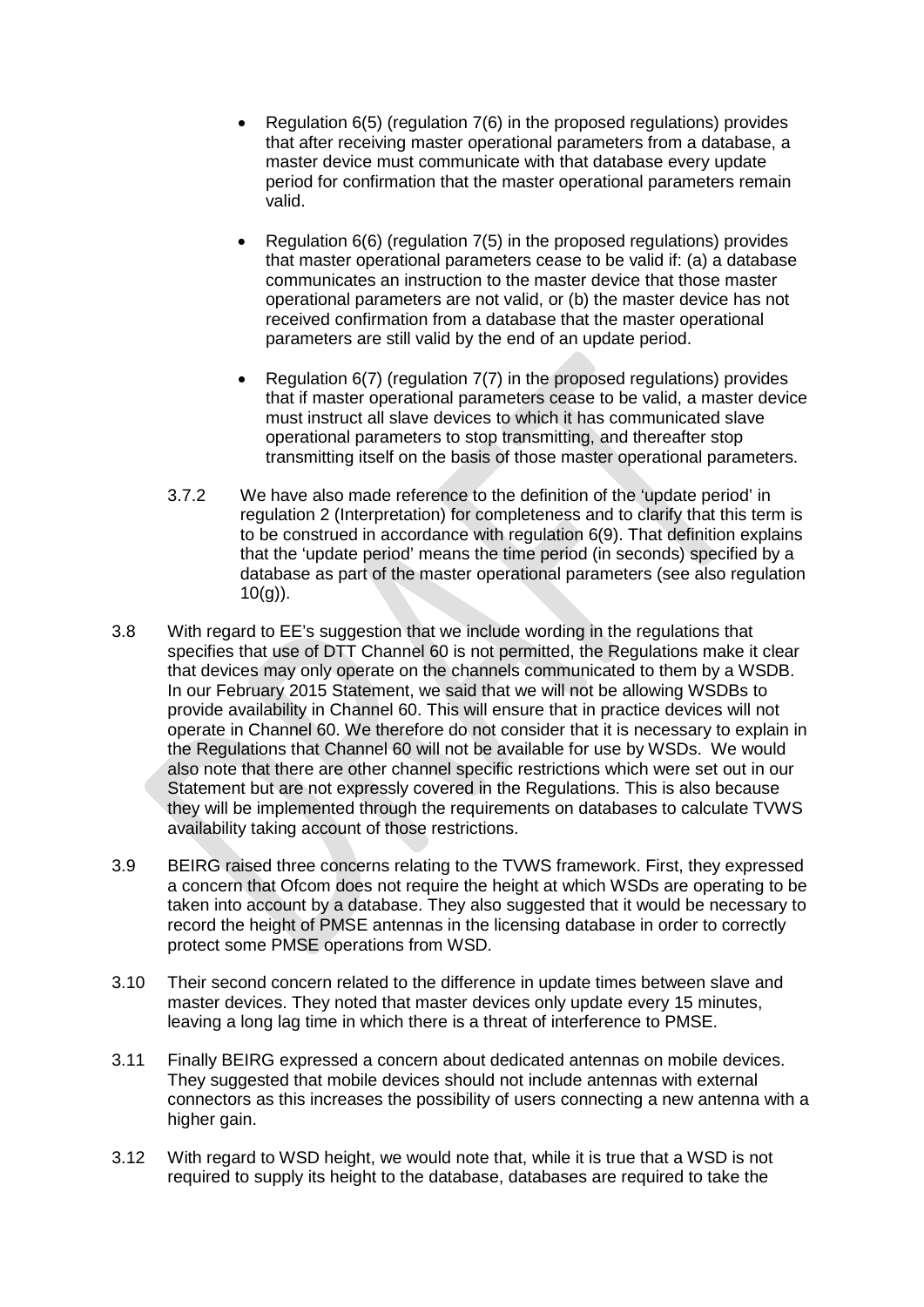- Regulation 6(5) (regulation 7(6) in the proposed regulations) provides that after receiving master operational parameters from a database, a master device must communicate with that database every update period for confirmation that the master operational parameters remain valid.

- Regulation 6(6) (regulation 7(5) in the proposed regulations) provides that master operational parameters cease to be valid if: (a) a database communicates an instruction to the master device that those master operational parameters are not valid, or (b) the master device has not received confirmation from a database that the master operational parameters are still valid by the end of an update period.

- Regulation 6(7) (regulation 7(7) in the proposed regulations) provides that if master operational parameters cease to be valid, a master device must instruct all slave devices to which it has communicated slave operational parameters to stop transmitting, and thereafter stop transmitting itself on the basis of those master operational parameters.

3.7.2 We have also made reference to the definition of the 'update period' in regulation 2 (Interpretation) for completeness and to clarify that this term is to be construed in accordance with regulation 6(9). That definition explains that the 'update period' means the time period (in seconds) specified by a database as part of the master operational parameters (see also regulation 10(g)).

3.8 With regard to EE's suggestion that we include wording in the regulations that specifies that use of DTT Channel 60 is not permitted, the Regulations make it clear that devices may only operate on the channels communicated to them by a WSDB. In our February 2015 Statement, we said that we will not be allowing WSDBs to provide availability in Channel 60. This will ensure that in practice devices will not operate in Channel 60. We therefore do not consider that it is necessary to explain in the Regulations that Channel 60 will not be available for use by WSDs. We would also note that there are other channel specific restrictions which were set out in our Statement but are not expressly covered in the Regulations. This is also because they will be implemented through the requirements on databases to calculate TVWS availability taking account of those restrictions.

3.9 BEIRG raised three concerns relating to the TVWS framework. First, they expressed a concern that Ofcom does not require the height at which WSDs are operating to be taken into account by a database. They also suggested that it would be necessary to record the height of PMSE antennas in the licensing database in order to correctly protect some PMSE operations from WSD.

3.10 Their second concern related to the difference in update times between slave and master devices. They noted that master devices only update every 15 minutes, leaving a long lag time in which there is a threat of interference to PMSE.

3.11 Finally BEIRG expressed a concern about dedicated antennas on mobile devices. They suggested that mobile devices should not include antennas with external connectors as this increases the possibility of users connecting a new antenna with a higher gain.

3.12 With regard to WSD height, we would note that, while it is true that a WSD is not required to supply its height to the database, databases are required to take the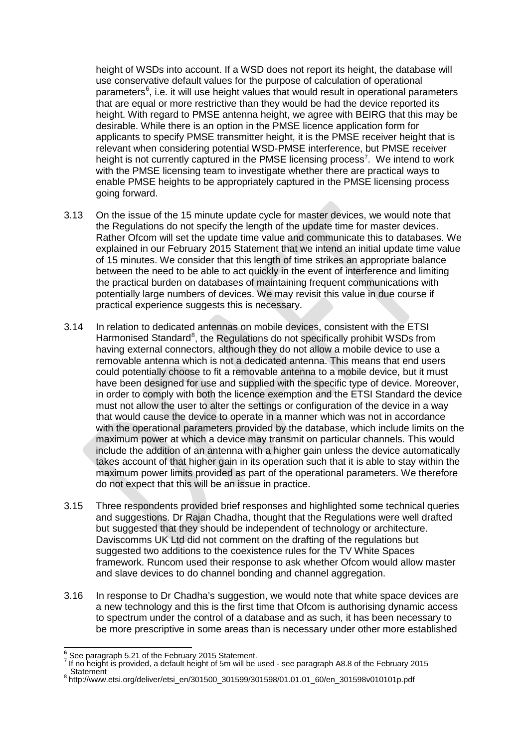height of WSDs into account. If a WSD does not report its height, the database will use conservative default values for the purpose of calculation of operational parameters[6], i.e. it will use height values that would result in operational parameters that are equal or more restrictive than they would be had the device reported its height. With regard to PMSE antenna height, we agree with BEIRG that this may be desirable. While there is an option in the PMSE licence application form for applicants to specify PMSE transmitter height, it is the PMSE receiver height that is relevant when considering potential WSD-PMSE interference, but PMSE receiver height is not currently captured in the PMSE licensing process[7]. We intend to work with the PMSE licensing team to investigate whether there are practical ways to enable PMSE heights to be appropriately captured in the PMSE licensing process going forward.

3.13 On the issue of the 15 minute update cycle for master devices, we would note that the Regulations do not specify the length of the update time for master devices. Rather Ofcom will set the update time value and communicate this to databases. We explained in our February 2015 Statement that we intend an initial update time value of 15 minutes. We consider that this length of time strikes an appropriate balance between the need to be able to act quickly in the event of interference and limiting the practical burden on databases of maintaining frequent communications with potentially large numbers of devices. We may revisit this value in due course if practical experience suggests this is necessary.

3.14 In relation to dedicated antennas on mobile devices, consistent with the ETSI Harmonised Standard[8], the Regulations do not specifically prohibit WSDs from having external connectors, although they do not allow a mobile device to use a removable antenna which is not a dedicated antenna. This means that end users could potentially choose to fit a removable antenna to a mobile device, but it must have been designed for use and supplied with the specific type of device. Moreover, in order to comply with both the licence exemption and the ETSI Standard the device must not allow the user to alter the settings or configuration of the device in a way that would cause the device to operate in a manner which was not in accordance with the operational parameters provided by the database, which include limits on the maximum power at which a device may transmit on particular channels. This would include the addition of an antenna with a higher gain unless the device automatically takes account of that higher gain in its operation such that it is able to stay within the maximum power limits provided as part of the operational parameters. We therefore do not expect that this will be an issue in practice.

3.15 Three respondents provided brief responses and highlighted some technical queries and suggestions. Dr Rajan Chadha, thought that the Regulations were well drafted but suggested that they should be independent of technology or architecture. Daviscomms UK Ltd did not comment on the drafting of the regulations but suggested two additions to the coexistence rules for the TV White Spaces framework. Runcom used their response to ask whether Ofcom would allow master and slave devices to do channel bonding and channel aggregation.

3.16 In response to Dr Chadha's suggestion, we would note that white space devices are a new technology and this is the first time that Ofcom is authorising dynamic access to spectrum under the control of a database and as such, it has been necessary to be more prescriptive in some areas than is necessary under other more established

[6] See paragraph 5.21 of the February 2015 Statement.

[7] If no height is provided, a default height of 5m will be used - see paragraph A8.8 of the February 2015 Statement

[8] http://www.etsi.org/deliver/etsi_en/301500_301599/301598/01.01.01_60/en_301598v010101p.pdf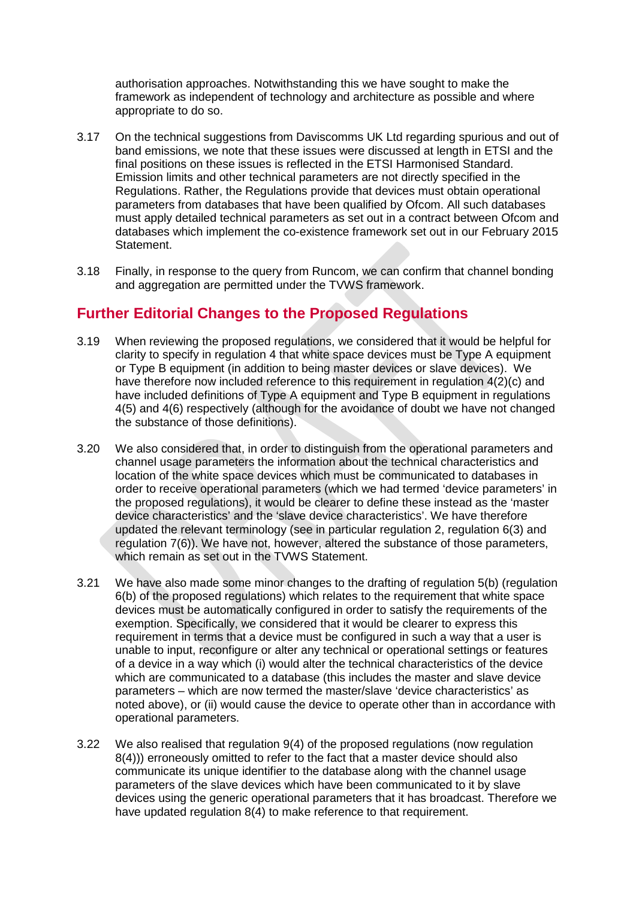authorisation approaches. Notwithstanding this we have sought to make the framework as independent of technology and architecture as possible and where appropriate to do so.

3.17 On the technical suggestions from Daviscomms UK Ltd regarding spurious and out of band emissions, we note that these issues were discussed at length in ETSI and the final positions on these issues is reflected in the ETSI Harmonised Standard. Emission limits and other technical parameters are not directly specified in the Regulations. Rather, the Regulations provide that devices must obtain operational parameters from databases that have been qualified by Ofcom. All such databases must apply detailed technical parameters as set out in a contract between Ofcom and databases which implement the co-existence framework set out in our February 2015 Statement.

3.18 Finally, in response to the query from Runcom, we can confirm that channel bonding and aggregation are permitted under the TVWS framework.

## Further Editorial Changes to the Proposed Regulations

3.19 When reviewing the proposed regulations, we considered that it would be helpful for clarity to specify in regulation 4 that white space devices must be Type A equipment or Type B equipment (in addition to being master devices or slave devices). We have therefore now included reference to this requirement in regulation 4(2)(c) and have included definitions of Type A equipment and Type B equipment in regulations 4(5) and 4(6) respectively (although for the avoidance of doubt we have not changed the substance of those definitions).

3.20 We also considered that, in order to distinguish from the operational parameters and channel usage parameters the information about the technical characteristics and location of the white space devices which must be communicated to databases in order to receive operational parameters (which we had termed 'device parameters' in the proposed regulations), it would be clearer to define these instead as the 'master device characteristics' and the 'slave device characteristics'. We have therefore updated the relevant terminology (see in particular regulation 2, regulation 6(3) and regulation 7(6)). We have not, however, altered the substance of those parameters, which remain as set out in the TVWS Statement.

3.21 We have also made some minor changes to the drafting of regulation 5(b) (regulation 6(b) of the proposed regulations) which relates to the requirement that white space devices must be automatically configured in order to satisfy the requirements of the exemption. Specifically, we considered that it would be clearer to express this requirement in terms that a device must be configured in such a way that a user is unable to input, reconfigure or alter any technical or operational settings or features of a device in a way which (i) would alter the technical characteristics of the device which are communicated to a database (this includes the master and slave device parameters – which are now termed the master/slave 'device characteristics' as noted above), or (ii) would cause the device to operate other than in accordance with operational parameters.

3.22 We also realised that regulation 9(4) of the proposed regulations (now regulation 8(4))) erroneously omitted to refer to the fact that a master device should also communicate its unique identifier to the database along with the channel usage parameters of the slave devices which have been communicated to it by slave devices using the generic operational parameters that it has broadcast. Therefore we have updated regulation 8(4) to make reference to that requirement.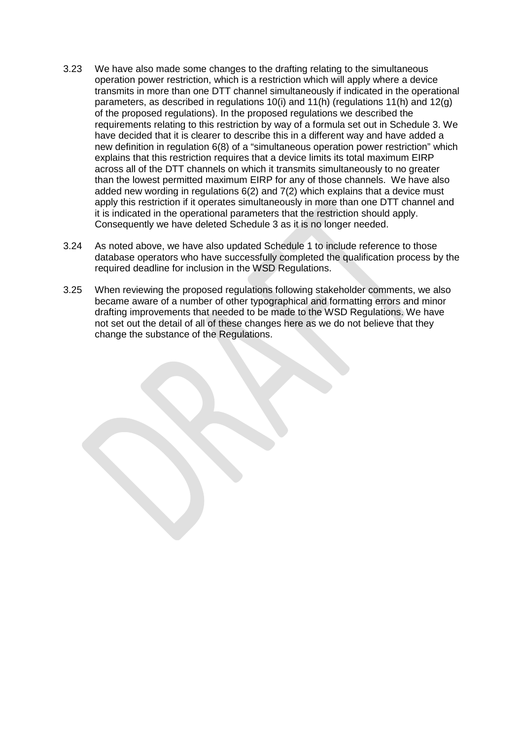3.23 We have also made some changes to the drafting relating to the simultaneous operation power restriction, which is a restriction which will apply where a device transmits in more than one DTT channel simultaneously if indicated in the operational parameters, as described in regulations 10(i) and 11(h) (regulations 11(h) and 12(g) of the proposed regulations). In the proposed regulations we described the requirements relating to this restriction by way of a formula set out in Schedule 3. We have decided that it is clearer to describe this in a different way and have added a new definition in regulation 6(8) of a "simultaneous operation power restriction" which explains that this restriction requires that a device limits its total maximum EIRP across all of the DTT channels on which it transmits simultaneously to no greater than the lowest permitted maximum EIRP for any of those channels. We have also added new wording in regulations 6(2) and 7(2) which explains that a device must apply this restriction if it operates simultaneously in more than one DTT channel and it is indicated in the operational parameters that the restriction should apply. Consequently we have deleted Schedule 3 as it is no longer needed.

3.24 As noted above, we have also updated Schedule 1 to include reference to those database operators who have successfully completed the qualification process by the required deadline for inclusion in the WSD Regulations.

3.25 When reviewing the proposed regulations following stakeholder comments, we also became aware of a number of other typographical and formatting errors and minor drafting improvements that needed to be made to the WSD Regulations. We have not set out the detail of all of these changes here as we do not believe that they change the substance of the Regulations.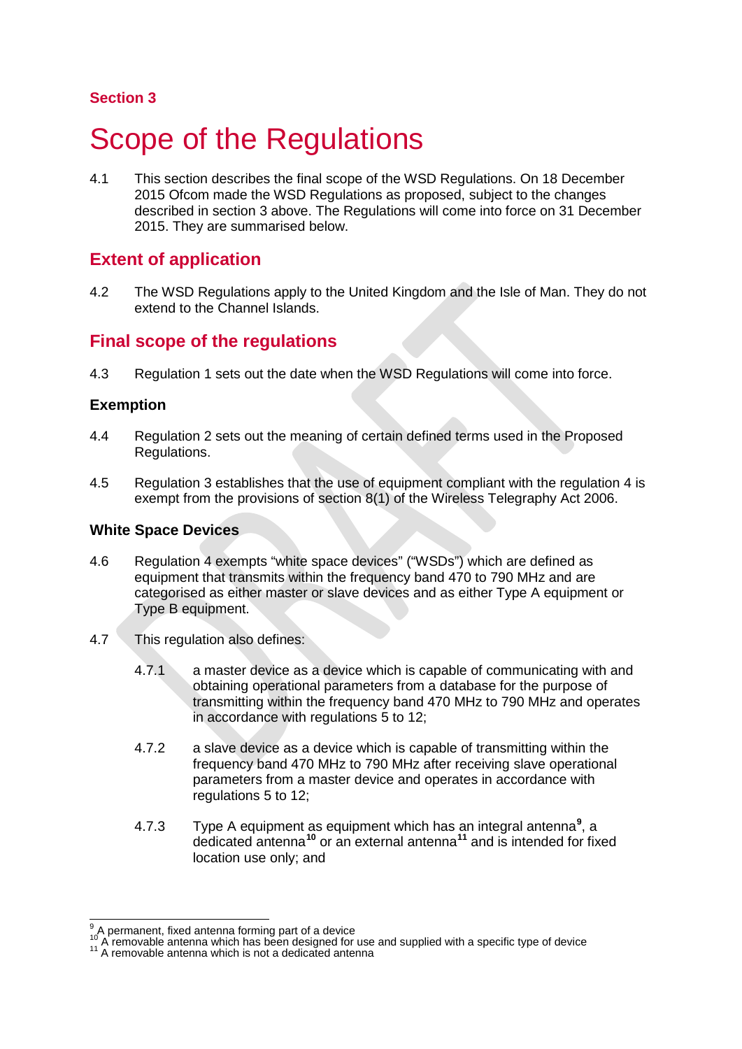Section 3

# Scope of the Regulations

4.1 This section describes the final scope of the WSD Regulations. On 18 December 2015 Ofcom made the WSD Regulations as proposed, subject to the changes described in section 3 above. The Regulations will come into force on 31 December 2015. They are summarised below.

## Extent of application

4.2 The WSD Regulations apply to the United Kingdom and the Isle of Man. They do not extend to the Channel Islands.

## Final scope of the regulations

4.3 Regulation 1 sets out the date when the WSD Regulations will come into force.

### Exemption

4.4 Regulation 2 sets out the meaning of certain defined terms used in the Proposed Regulations.

4.5 Regulation 3 establishes that the use of equipment compliant with the regulation 4 is exempt from the provisions of section 8(1) of the Wireless Telegraphy Act 2006.

### White Space Devices

4.6 Regulation 4 exempts "white space devices" ("WSDs") which are defined as equipment that transmits within the frequency band 470 to 790 MHz and are categorised as either master or slave devices and as either Type A equipment or Type B equipment.

4.7 This regulation also defines:

4.7.1 a master device as a device which is capable of communicating with and obtaining operational parameters from a database for the purpose of transmitting within the frequency band 470 MHz to 790 MHz and operates in accordance with regulations 5 to 12;

4.7.2 a slave device as a device which is capable of transmitting within the frequency band 470 MHz to 790 MHz after receiving slave operational parameters from a master device and operates in accordance with regulations 5 to 12;

4.7.3 Type A equipment as equipment which has an integral antenna[9], a dedicated antenna[10] or an external antenna[11] and is intended for fixed location use only; and

---

[9] A permanent, fixed antenna forming part of a device

[10] A removable antenna which has been designed for use and supplied with a specific type of device

[11] A removable antenna which is not a dedicated antenna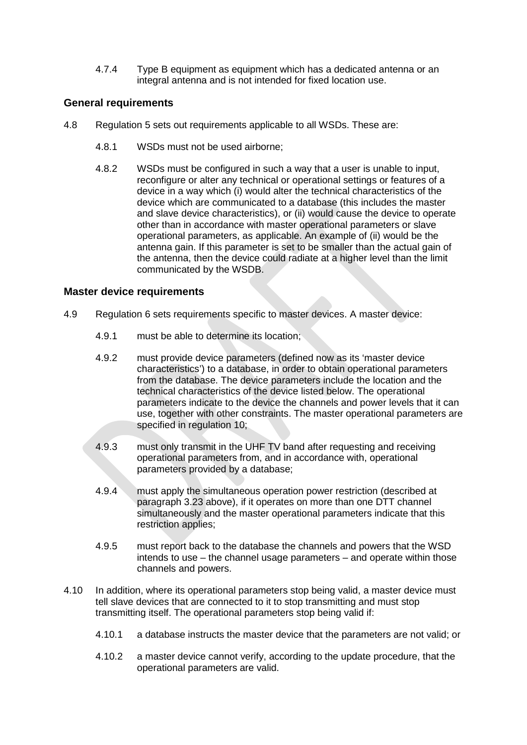4.7.4 Type B equipment as equipment which has a dedicated antenna or an integral antenna and is not intended for fixed location use.

### General requirements

4.8 Regulation 5 sets out requirements applicable to all WSDs. These are:

4.8.1 WSDs must not be used airborne;

4.8.2 WSDs must be configured in such a way that a user is unable to input, reconfigure or alter any technical or operational settings or features of a device in a way which (i) would alter the technical characteristics of the device which are communicated to a database (this includes the master and slave device characteristics), or (ii) would cause the device to operate other than in accordance with master operational parameters or slave operational parameters, as applicable. An example of (ii) would be the antenna gain. If this parameter is set to be smaller than the actual gain of the antenna, then the device could radiate at a higher level than the limit communicated by the WSDB.

### Master device requirements

4.9 Regulation 6 sets requirements specific to master devices. A master device:

4.9.1 must be able to determine its location;

4.9.2 must provide device parameters (defined now as its 'master device characteristics') to a database, in order to obtain operational parameters from the database. The device parameters include the location and the technical characteristics of the device listed below. The operational parameters indicate to the device the channels and power levels that it can use, together with other constraints. The master operational parameters are specified in regulation 10;

4.9.3 must only transmit in the UHF TV band after requesting and receiving operational parameters from, and in accordance with, operational parameters provided by a database;

4.9.4 must apply the simultaneous operation power restriction (described at paragraph 3.23 above), if it operates on more than one DTT channel simultaneously and the master operational parameters indicate that this restriction applies;

4.9.5 must report back to the database the channels and powers that the WSD intends to use – the channel usage parameters – and operate within those channels and powers.

4.10 In addition, where its operational parameters stop being valid, a master device must tell slave devices that are connected to it to stop transmitting and must stop transmitting itself. The operational parameters stop being valid if:

4.10.1 a database instructs the master device that the parameters are not valid; or

4.10.2 a master device cannot verify, according to the update procedure, that the operational parameters are valid.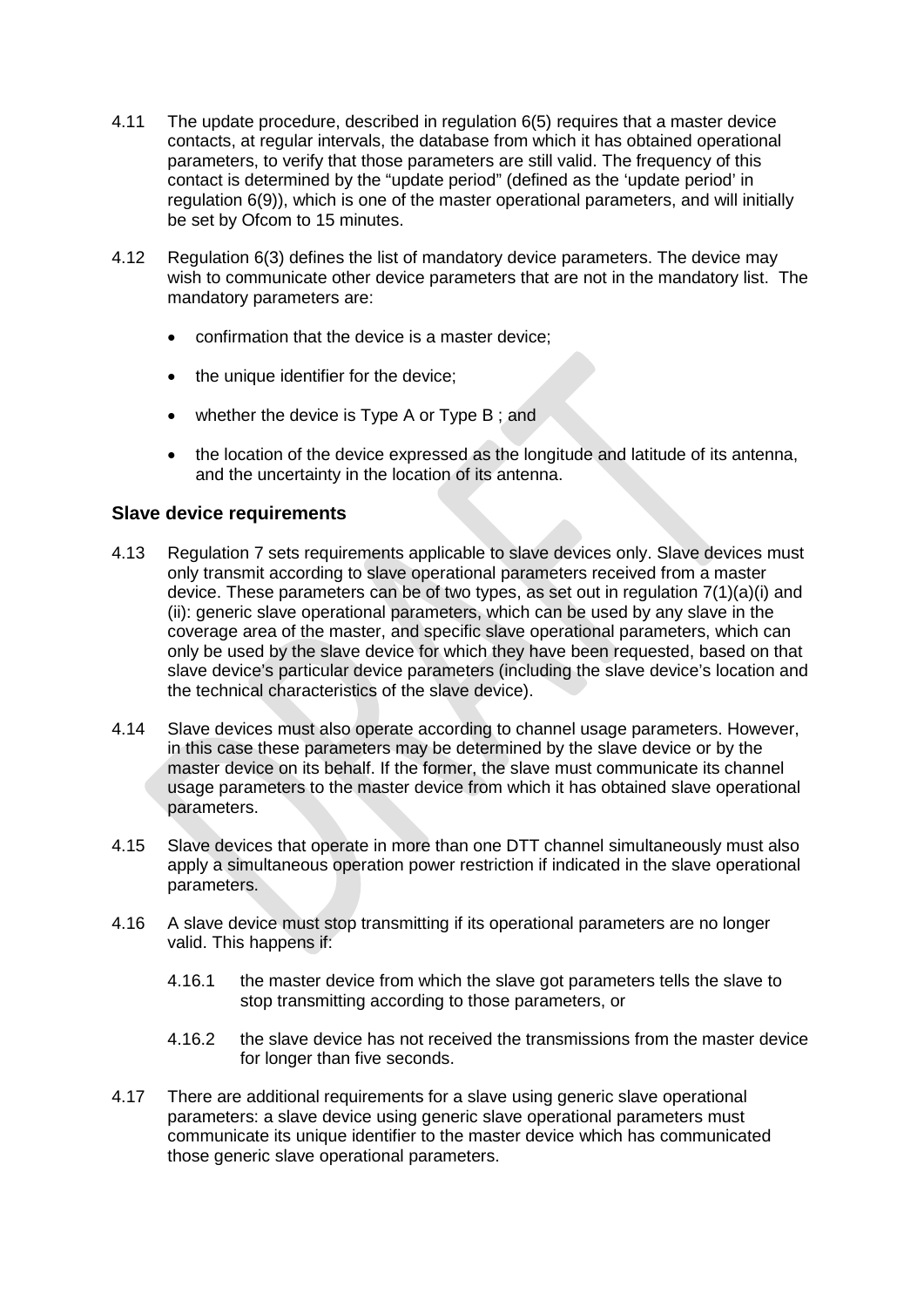4.11 The update procedure, described in regulation 6(5) requires that a master device contacts, at regular intervals, the database from which it has obtained operational parameters, to verify that those parameters are still valid. The frequency of this contact is determined by the "update period" (defined as the 'update period' in regulation 6(9)), which is one of the master operational parameters, and will initially be set by Ofcom to 15 minutes.

4.12 Regulation 6(3) defines the list of mandatory device parameters. The device may wish to communicate other device parameters that are not in the mandatory list. The mandatory parameters are:

- confirmation that the device is a master device;
- the unique identifier for the device;
- whether the device is Type A or Type B ; and
- the location of the device expressed as the longitude and latitude of its antenna, and the uncertainty in the location of its antenna.

### Slave device requirements

4.13 Regulation 7 sets requirements applicable to slave devices only. Slave devices must only transmit according to slave operational parameters received from a master device. These parameters can be of two types, as set out in regulation 7(1)(a)(i) and (ii): generic slave operational parameters, which can be used by any slave in the coverage area of the master, and specific slave operational parameters, which can only be used by the slave device for which they have been requested, based on that slave device's particular device parameters (including the slave device's location and the technical characteristics of the slave device).

4.14 Slave devices must also operate according to channel usage parameters. However, in this case these parameters may be determined by the slave device or by the master device on its behalf. If the former, the slave must communicate its channel usage parameters to the master device from which it has obtained slave operational parameters.

4.15 Slave devices that operate in more than one DTT channel simultaneously must also apply a simultaneous operation power restriction if indicated in the slave operational parameters.

4.16 A slave device must stop transmitting if its operational parameters are no longer valid. This happens if:

4.16.1 the master device from which the slave got parameters tells the slave to stop transmitting according to those parameters, or

4.16.2 the slave device has not received the transmissions from the master device for longer than five seconds.

4.17 There are additional requirements for a slave using generic slave operational parameters: a slave device using generic slave operational parameters must communicate its unique identifier to the master device which has communicated those generic slave operational parameters.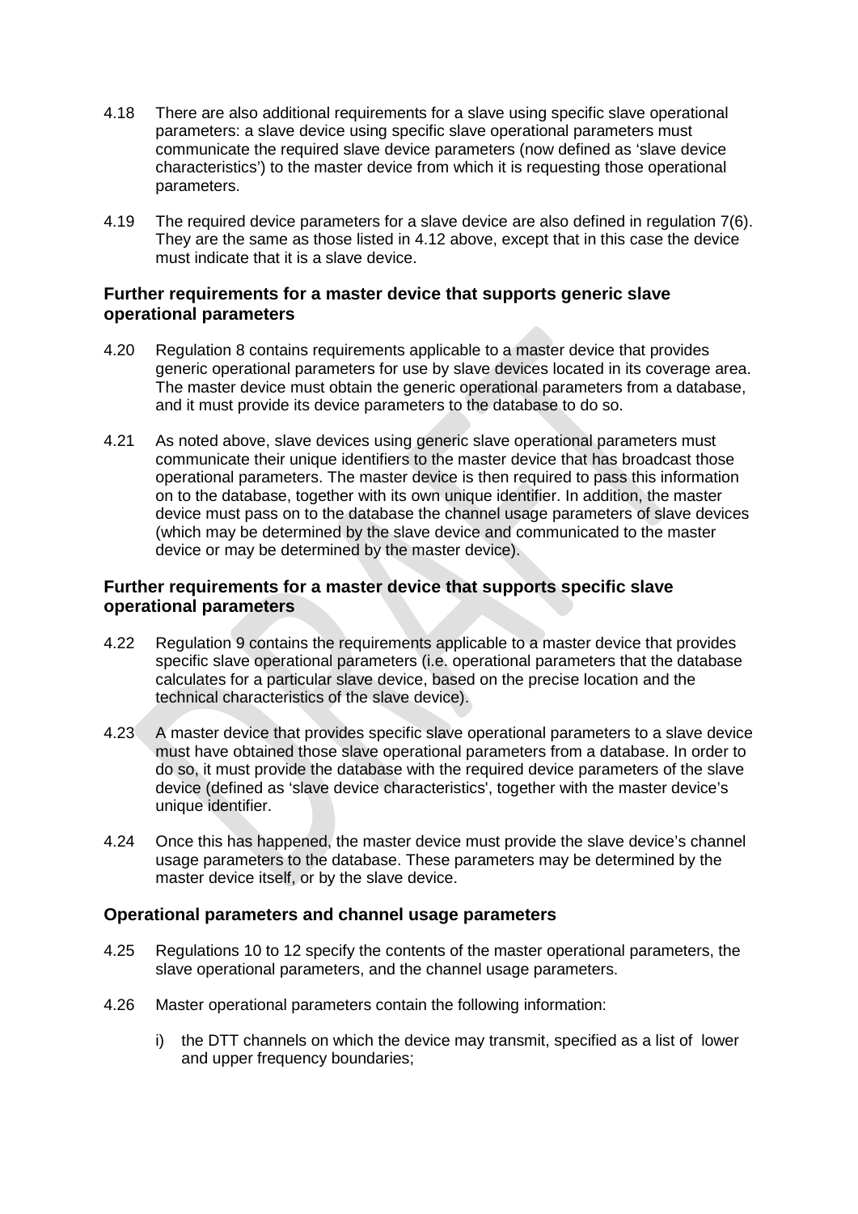4.18 There are also additional requirements for a slave using specific slave operational parameters: a slave device using specific slave operational parameters must communicate the required slave device parameters (now defined as 'slave device characteristics') to the master device from which it is requesting those operational parameters.

4.19 The required device parameters for a slave device are also defined in regulation 7(6). They are the same as those listed in 4.12 above, except that in this case the device must indicate that it is a slave device.

### Further requirements for a master device that supports generic slave operational parameters

4.20 Regulation 8 contains requirements applicable to a master device that provides generic operational parameters for use by slave devices located in its coverage area. The master device must obtain the generic operational parameters from a database, and it must provide its device parameters to the database to do so.

4.21 As noted above, slave devices using generic slave operational parameters must communicate their unique identifiers to the master device that has broadcast those operational parameters. The master device is then required to pass this information on to the database, together with its own unique identifier. In addition, the master device must pass on to the database the channel usage parameters of slave devices (which may be determined by the slave device and communicated to the master device or may be determined by the master device).

### Further requirements for a master device that supports specific slave operational parameters

4.22 Regulation 9 contains the requirements applicable to a master device that provides specific slave operational parameters (i.e. operational parameters that the database calculates for a particular slave device, based on the precise location and the technical characteristics of the slave device).

4.23 A master device that provides specific slave operational parameters to a slave device must have obtained those slave operational parameters from a database. In order to do so, it must provide the database with the required device parameters of the slave device (defined as 'slave device characteristics', together with the master device's unique identifier.

4.24 Once this has happened, the master device must provide the slave device's channel usage parameters to the database. These parameters may be determined by the master device itself, or by the slave device.

### Operational parameters and channel usage parameters

4.25 Regulations 10 to 12 specify the contents of the master operational parameters, the slave operational parameters, and the channel usage parameters.

4.26 Master operational parameters contain the following information:

i) the DTT channels on which the device may transmit, specified as a list of lower and upper frequency boundaries;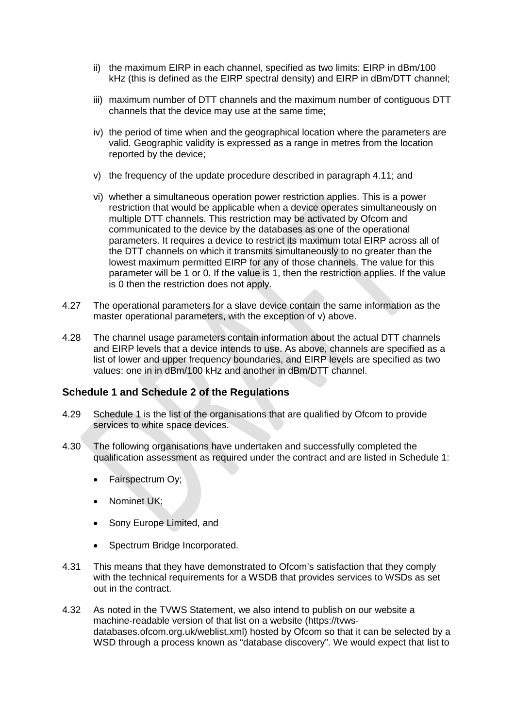ii) the maximum EIRP in each channel, specified as two limits: EIRP in dBm/100 kHz (this is defined as the EIRP spectral density) and EIRP in dBm/DTT channel;

iii) maximum number of DTT channels and the maximum number of contiguous DTT channels that the device may use at the same time;

iv) the period of time when and the geographical location where the parameters are valid. Geographic validity is expressed as a range in metres from the location reported by the device;

v) the frequency of the update procedure described in paragraph 4.11; and

vi) whether a simultaneous operation power restriction applies. This is a power restriction that would be applicable when a device operates simultaneously on multiple DTT channels. This restriction may be activated by Ofcom and communicated to the device by the databases as one of the operational parameters. It requires a device to restrict its maximum total EIRP across all of the DTT channels on which it transmits simultaneously to no greater than the lowest maximum permitted EIRP for any of those channels. The value for this parameter will be 1 or 0. If the value is 1, then the restriction applies. If the value is 0 then the restriction does not apply.

4.27 The operational parameters for a slave device contain the same information as the master operational parameters, with the exception of v) above.

4.28 The channel usage parameters contain information about the actual DTT channels and EIRP levels that a device intends to use. As above, channels are specified as a list of lower and upper frequency boundaries, and EIRP levels are specified as two values: one in in dBm/100 kHz and another in dBm/DTT channel.

### Schedule 1 and Schedule 2 of the Regulations

4.29 Schedule 1 is the list of the organisations that are qualified by Ofcom to provide services to white space devices.

4.30 The following organisations have undertaken and successfully completed the qualification assessment as required under the contract and are listed in Schedule 1:

- Fairspectrum Oy;
- Nominet UK;
- Sony Europe Limited, and
- Spectrum Bridge Incorporated.

4.31 This means that they have demonstrated to Ofcom's satisfaction that they comply with the technical requirements for a WSDB that provides services to WSDs as set out in the contract.

4.32 As noted in the TVWS Statement, we also intend to publish on our website a machine-readable version of that list on a website (https://tvws-databases.ofcom.org.uk/weblist.xml) hosted by Ofcom so that it can be selected by a WSD through a process known as "database discovery". We would expect that list to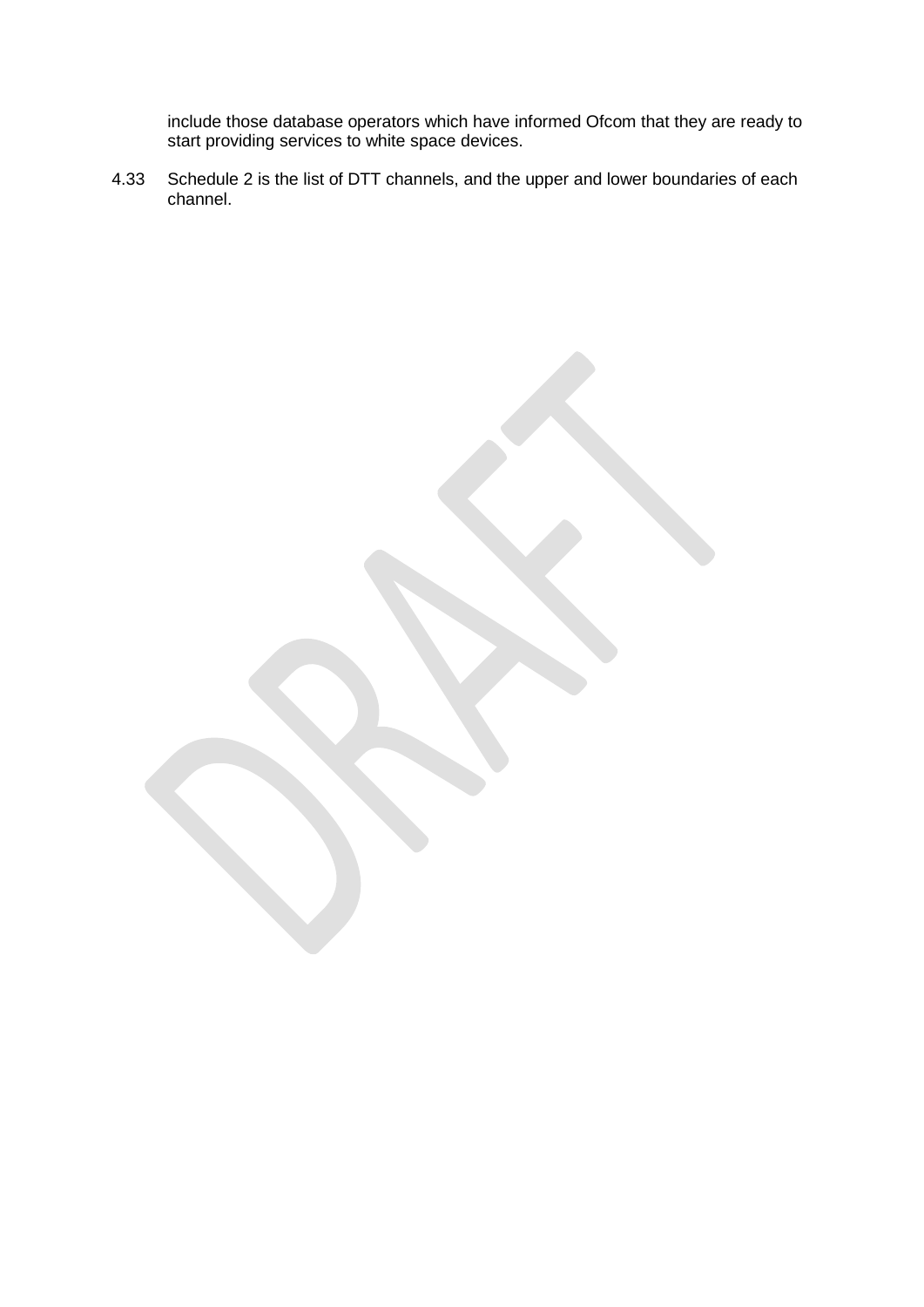include those database operators which have informed Ofcom that they are ready to start providing services to white space devices.

4.33 Schedule 2 is the list of DTT channels, and the upper and lower boundaries of each channel.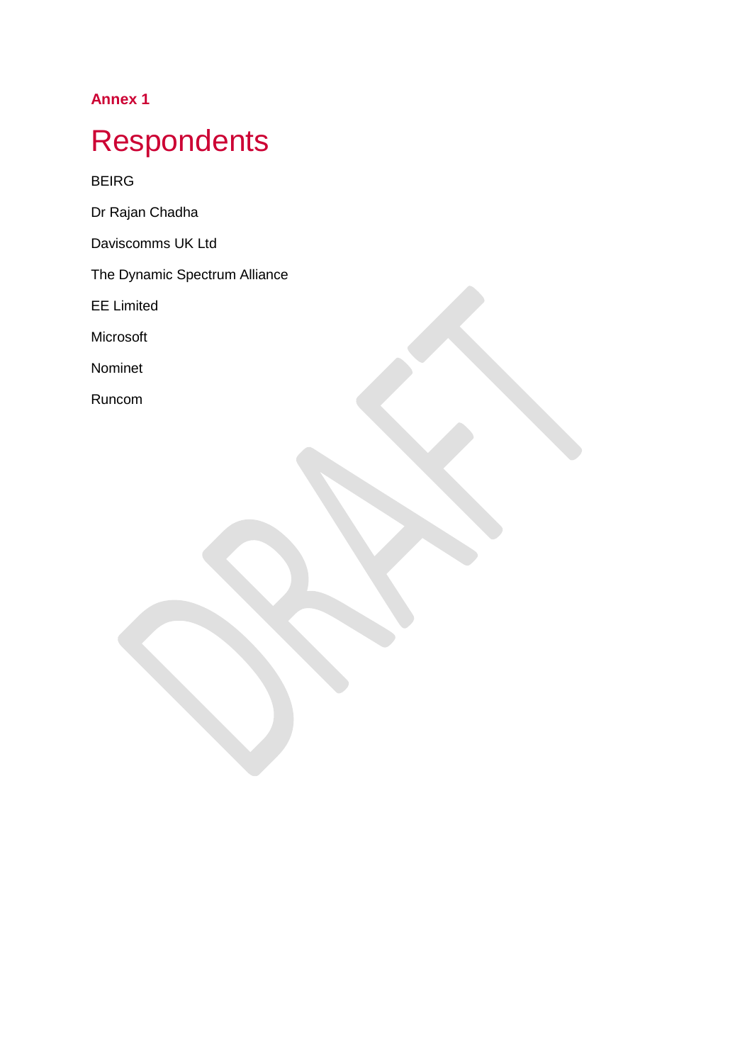**Annex 1**

# Respondents

BEIRG

Dr Rajan Chadha

Daviscomms UK Ltd

The Dynamic Spectrum Alliance

EE Limited

Microsoft

Nominet

Runcom